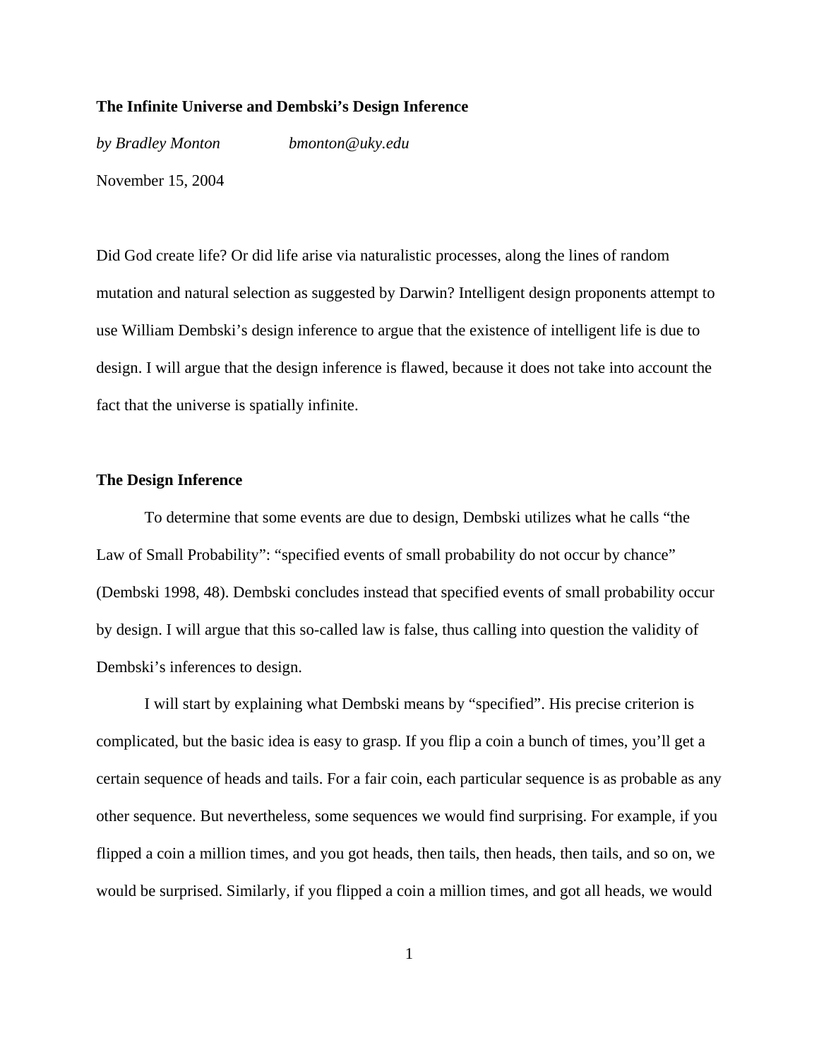# The Infinite Universe and Dembski's Design Inference

*by Bradley Monton* *bmonton@uky.edu*

November 15, 2004

Did God create life? Or did life arise via naturalistic processes, along the lines of random mutation and natural selection as suggested by Darwin? Intelligent design proponents attempt to use William Dembski's design inference to argue that the existence of intelligent life is due to design. I will argue that the design inference is flawed, because it does not take into account the fact that the universe is spatially infinite.

## The Design Inference

To determine that some events are due to design, Dembski utilizes what he calls "the Law of Small Probability": "specified events of small probability do not occur by chance" (Dembski 1998, 48). Dembski concludes instead that specified events of small probability occur by design. I will argue that this so-called law is false, thus calling into question the validity of Dembski's inferences to design.

I will start by explaining what Dembski means by "specified". His precise criterion is complicated, but the basic idea is easy to grasp. If you flip a coin a bunch of times, you'll get a certain sequence of heads and tails. For a fair coin, each particular sequence is as probable as any other sequence. But nevertheless, some sequences we would find surprising. For example, if you flipped a coin a million times, and you got heads, then tails, then heads, then tails, and so on, we would be surprised. Similarly, if you flipped a coin a million times, and got all heads, we would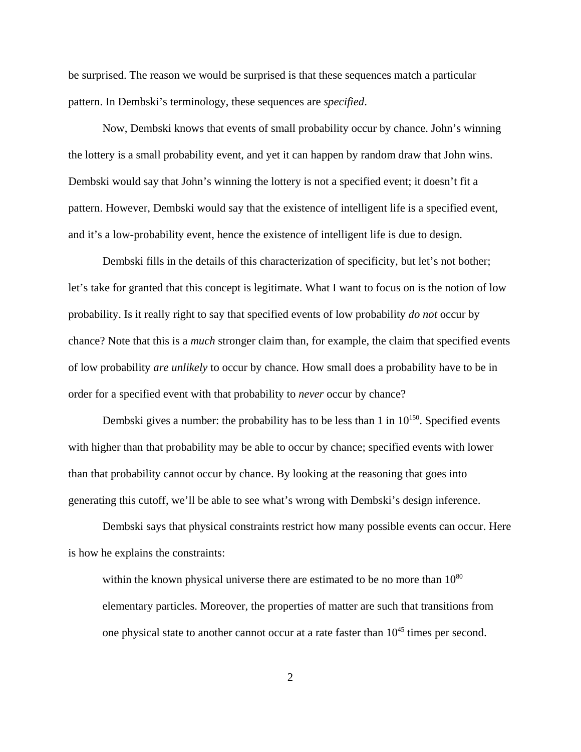be surprised. The reason we would be surprised is that these sequences match a particular pattern. In Dembski's terminology, these sequences are *specified*.

Now, Dembski knows that events of small probability occur by chance. John's winning the lottery is a small probability event, and yet it can happen by random draw that John wins. Dembski would say that John's winning the lottery is not a specified event; it doesn't fit a pattern. However, Dembski would say that the existence of intelligent life is a specified event, and it's a low-probability event, hence the existence of intelligent life is due to design.

Dembski fills in the details of this characterization of specificity, but let's not bother; let's take for granted that this concept is legitimate. What I want to focus on is the notion of low probability. Is it really right to say that specified events of low probability *do not* occur by chance? Note that this is a *much* stronger claim than, for example, the claim that specified events of low probability *are unlikely* to occur by chance. How small does a probability have to be in order for a specified event with that probability to *never* occur by chance?

Dembski gives a number: the probability has to be less than 1 in $10^{150}$. Specified events with higher than that probability may be able to occur by chance; specified events with lower than that probability cannot occur by chance. By looking at the reasoning that goes into generating this cutoff, we'll be able to see what's wrong with Dembski's design inference.

Dembski says that physical constraints restrict how many possible events can occur. Here is how he explains the constraints:

> within the known physical universe there are estimated to be no more than $10^{80}$ elementary particles. Moreover, the properties of matter are such that transitions from one physical state to another cannot occur at a rate faster than $10^{45}$ times per second.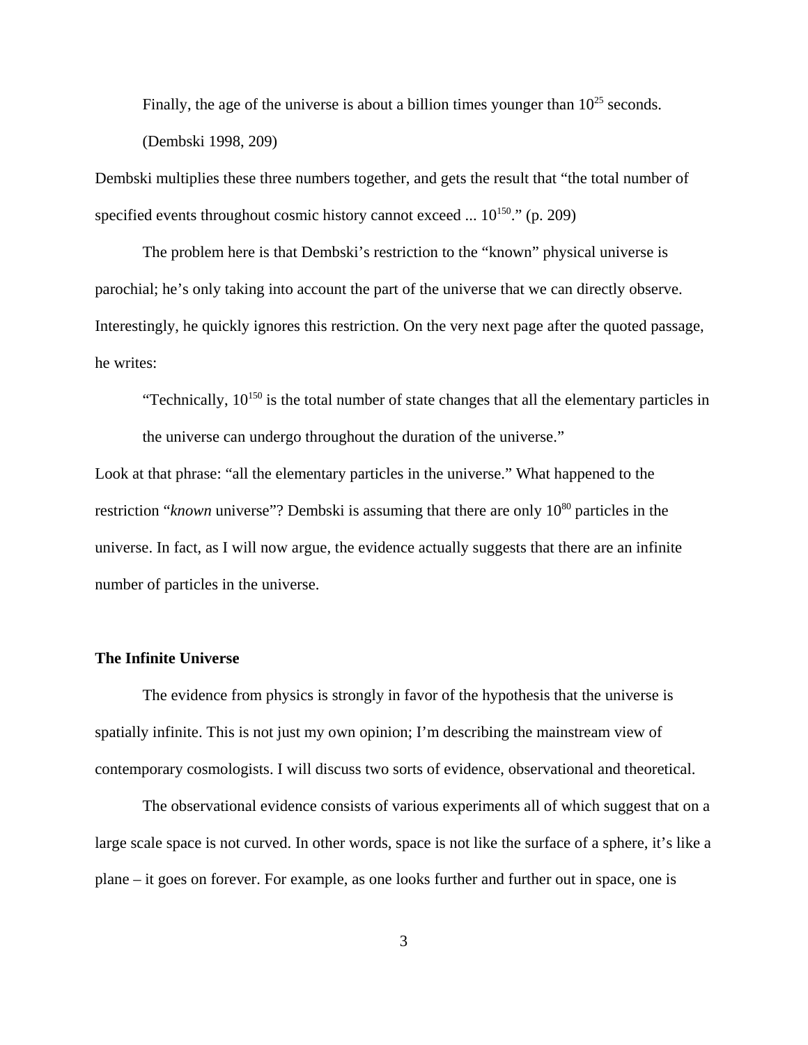Finally, the age of the universe is about a billion times younger than $10^{25}$ seconds. (Dembski 1998, 209)

Dembski multiplies these three numbers together, and gets the result that "the total number of specified events throughout cosmic history cannot exceed ... $10^{150}$." (p. 209)

The problem here is that Dembski's restriction to the "known" physical universe is parochial; he's only taking into account the part of the universe that we can directly observe. Interestingly, he quickly ignores this restriction. On the very next page after the quoted passage, he writes:

> "Technically, $10^{150}$ is the total number of state changes that all the elementary particles in the universe can undergo throughout the duration of the universe."

Look at that phrase: "all the elementary particles in the universe." What happened to the restriction "*known* universe"? Dembski is assuming that there are only $10^{80}$ particles in the universe. In fact, as I will now argue, the evidence actually suggests that there are an infinite number of particles in the universe.

**The Infinite Universe**

The evidence from physics is strongly in favor of the hypothesis that the universe is spatially infinite. This is not just my own opinion; I'm describing the mainstream view of contemporary cosmologists. I will discuss two sorts of evidence, observational and theoretical.

The observational evidence consists of various experiments all of which suggest that on a large scale space is not curved. In other words, space is not like the surface of a sphere, it's like a plane – it goes on forever. For example, as one looks further and further out in space, one is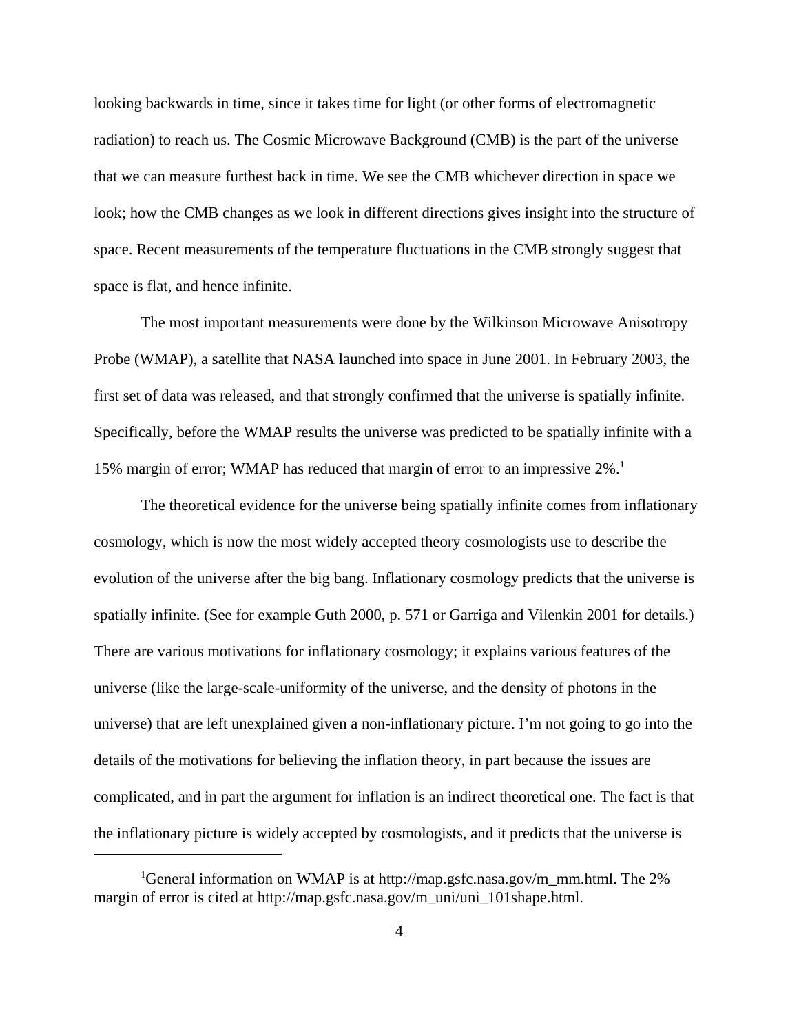looking backwards in time, since it takes time for light (or other forms of electromagnetic radiation) to reach us. The Cosmic Microwave Background (CMB) is the part of the universe that we can measure furthest back in time. We see the CMB whichever direction in space we look; how the CMB changes as we look in different directions gives insight into the structure of space. Recent measurements of the temperature fluctuations in the CMB strongly suggest that space is flat, and hence infinite.

The most important measurements were done by the Wilkinson Microwave Anisotropy Probe (WMAP), a satellite that NASA launched into space in June 2001. In February 2003, the first set of data was released, and that strongly confirmed that the universe is spatially infinite. Specifically, before the WMAP results the universe was predicted to be spatially infinite with a 15% margin of error; WMAP has reduced that margin of error to an impressive 2%.[1]

The theoretical evidence for the universe being spatially infinite comes from inflationary cosmology, which is now the most widely accepted theory cosmologists use to describe the evolution of the universe after the big bang. Inflationary cosmology predicts that the universe is spatially infinite. (See for example Guth 2000, p. 571 or Garriga and Vilenkin 2001 for details.) There are various motivations for inflationary cosmology; it explains various features of the universe (like the large-scale-uniformity of the universe, and the density of photons in the universe) that are left unexplained given a non-inflationary picture. I'm not going to go into the details of the motivations for believing the inflation theory, in part because the issues are complicated, and in part the argument for inflation is an indirect theoretical one. The fact is that the inflationary picture is widely accepted by cosmologists, and it predicts that the universe is

---

[1]General information on WMAP is at http://map.gsfc.nasa.gov/m_mm.html. The 2% margin of error is cited at http://map.gsfc.nasa.gov/m_uni/uni_101shape.html.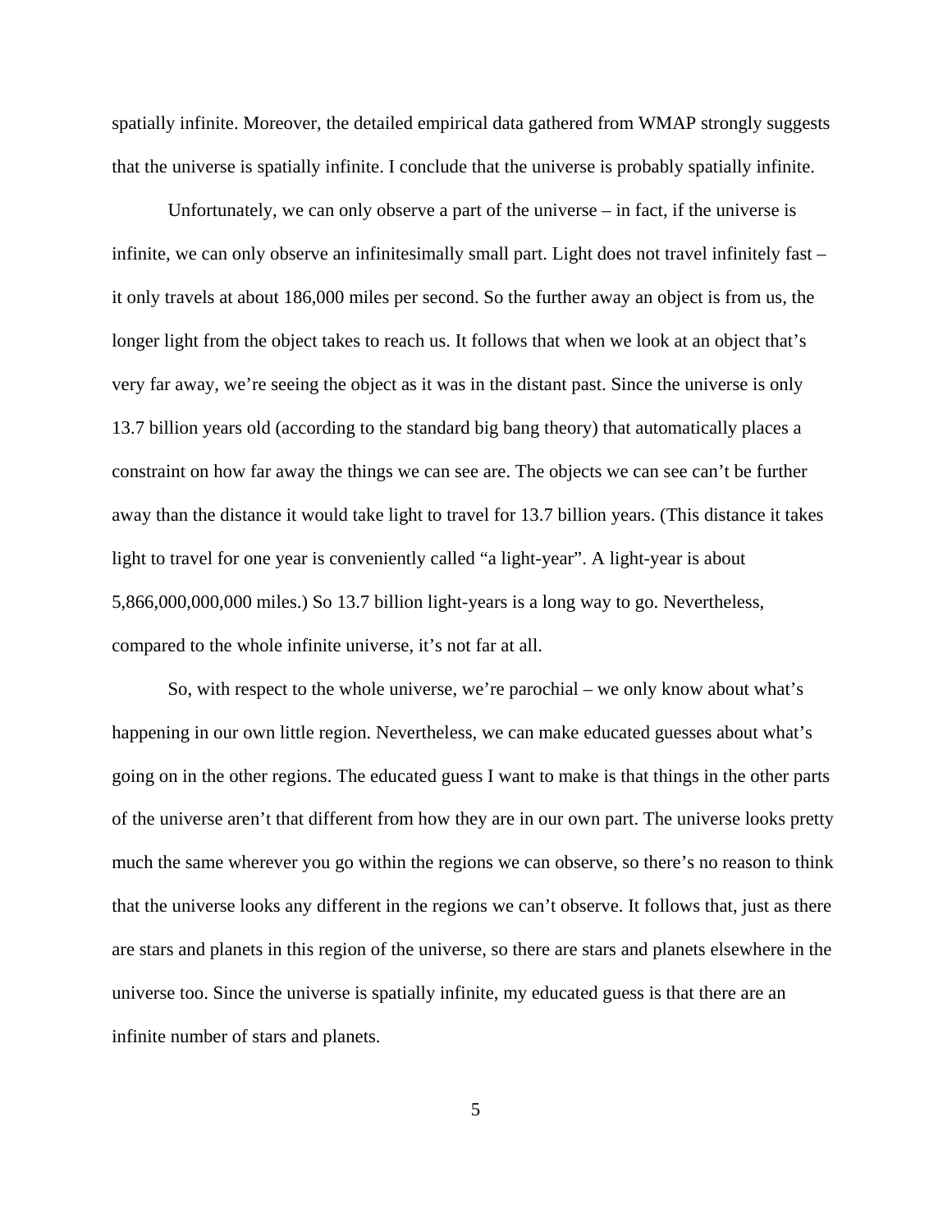spatially infinite. Moreover, the detailed empirical data gathered from WMAP strongly suggests that the universe is spatially infinite. I conclude that the universe is probably spatially infinite.

Unfortunately, we can only observe a part of the universe – in fact, if the universe is infinite, we can only observe an infinitesimally small part. Light does not travel infinitely fast – it only travels at about 186,000 miles per second. So the further away an object is from us, the longer light from the object takes to reach us. It follows that when we look at an object that's very far away, we're seeing the object as it was in the distant past. Since the universe is only 13.7 billion years old (according to the standard big bang theory) that automatically places a constraint on how far away the things we can see are. The objects we can see can't be further away than the distance it would take light to travel for 13.7 billion years. (This distance it takes light to travel for one year is conveniently called "a light-year". A light-year is about 5,866,000,000,000 miles.) So 13.7 billion light-years is a long way to go. Nevertheless, compared to the whole infinite universe, it's not far at all.

So, with respect to the whole universe, we're parochial – we only know about what's happening in our own little region. Nevertheless, we can make educated guesses about what's going on in the other regions. The educated guess I want to make is that things in the other parts of the universe aren't that different from how they are in our own part. The universe looks pretty much the same wherever you go within the regions we can observe, so there's no reason to think that the universe looks any different in the regions we can't observe. It follows that, just as there are stars and planets in this region of the universe, so there are stars and planets elsewhere in the universe too. Since the universe is spatially infinite, my educated guess is that there are an infinite number of stars and planets.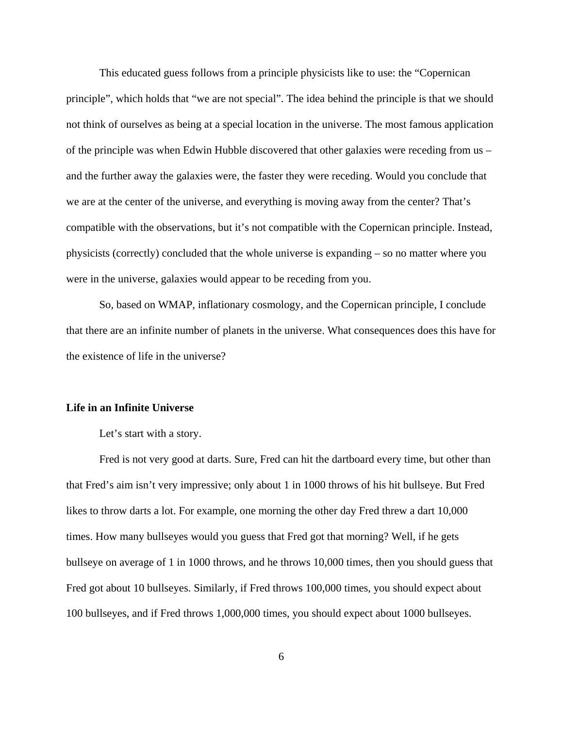This educated guess follows from a principle physicists like to use: the "Copernican principle", which holds that "we are not special". The idea behind the principle is that we should not think of ourselves as being at a special location in the universe. The most famous application of the principle was when Edwin Hubble discovered that other galaxies were receding from us – and the further away the galaxies were, the faster they were receding. Would you conclude that we are at the center of the universe, and everything is moving away from the center? That's compatible with the observations, but it's not compatible with the Copernican principle. Instead, physicists (correctly) concluded that the whole universe is expanding – so no matter where you were in the universe, galaxies would appear to be receding from you.

So, based on WMAP, inflationary cosmology, and the Copernican principle, I conclude that there are an infinite number of planets in the universe. What consequences does this have for the existence of life in the universe?

**Life in an Infinite Universe**

Let's start with a story.

Fred is not very good at darts. Sure, Fred can hit the dartboard every time, but other than that Fred's aim isn't very impressive; only about 1 in 1000 throws of his hit bullseye. But Fred likes to throw darts a lot. For example, one morning the other day Fred threw a dart 10,000 times. How many bullseyes would you guess that Fred got that morning? Well, if he gets bullseye on average of 1 in 1000 throws, and he throws 10,000 times, then you should guess that Fred got about 10 bullseyes. Similarly, if Fred throws 100,000 times, you should expect about 100 bullseyes, and if Fred throws 1,000,000 times, you should expect about 1000 bullseyes.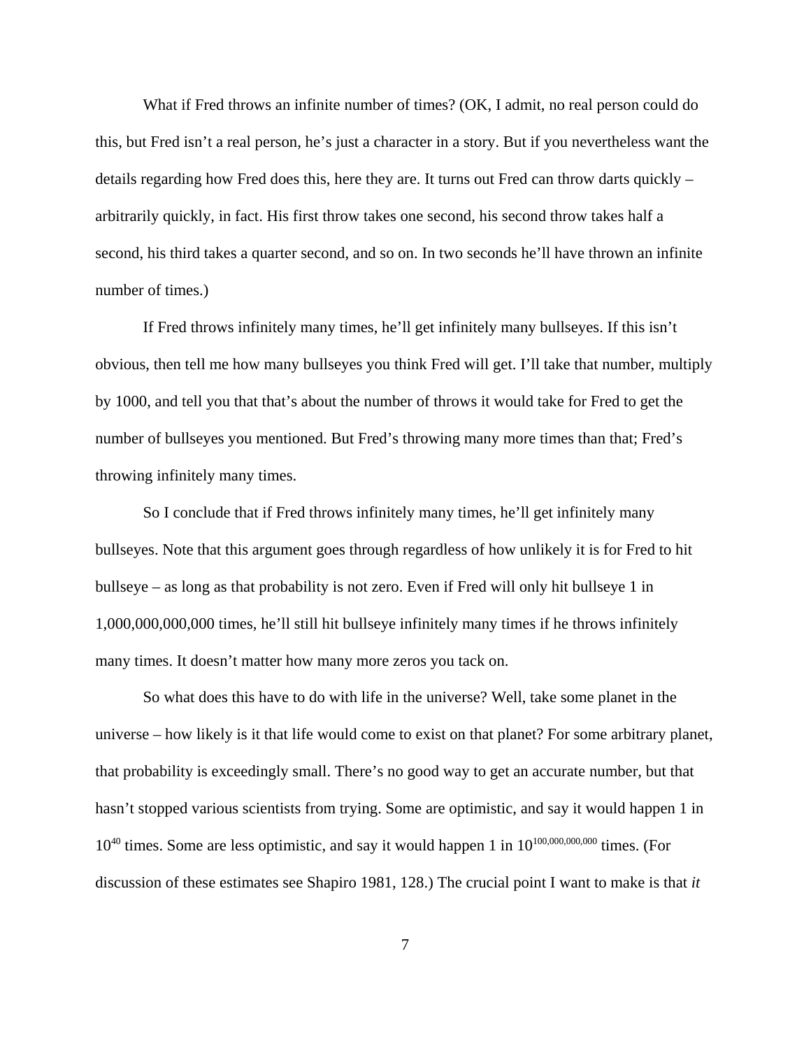What if Fred throws an infinite number of times? (OK, I admit, no real person could do this, but Fred isn't a real person, he's just a character in a story. But if you nevertheless want the details regarding how Fred does this, here they are. It turns out Fred can throw darts quickly – arbitrarily quickly, in fact. His first throw takes one second, his second throw takes half a second, his third takes a quarter second, and so on. In two seconds he'll have thrown an infinite number of times.)

If Fred throws infinitely many times, he'll get infinitely many bullseyes. If this isn't obvious, then tell me how many bullseyes you think Fred will get. I'll take that number, multiply by 1000, and tell you that that's about the number of throws it would take for Fred to get the number of bullseyes you mentioned. But Fred's throwing many more times than that; Fred's throwing infinitely many times.

So I conclude that if Fred throws infinitely many times, he'll get infinitely many bullseyes. Note that this argument goes through regardless of how unlikely it is for Fred to hit bullseye – as long as that probability is not zero. Even if Fred will only hit bullseye 1 in 1,000,000,000,000 times, he'll still hit bullseye infinitely many times if he throws infinitely many times. It doesn't matter how many more zeros you tack on.

So what does this have to do with life in the universe? Well, take some planet in the universe – how likely is it that life would come to exist on that planet? For some arbitrary planet, that probability is exceedingly small. There's no good way to get an accurate number, but that hasn't stopped various scientists from trying. Some are optimistic, and say it would happen 1 in $10^{40}$ times. Some are less optimistic, and say it would happen 1 in $10^{100,000,000,000}$ times. (For discussion of these estimates see Shapiro 1981, 128.) The crucial point I want to make is that *it*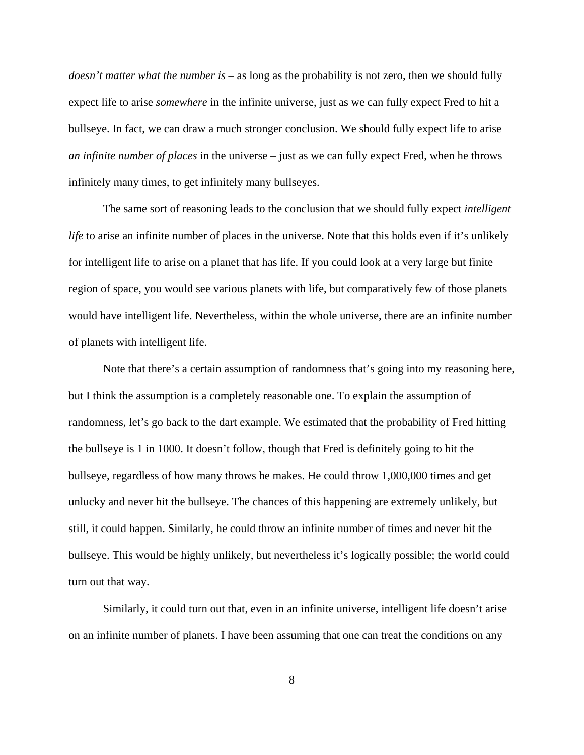*doesn't matter what the number is* – as long as the probability is not zero, then we should fully expect life to arise *somewhere* in the infinite universe, just as we can fully expect Fred to hit a bullseye. In fact, we can draw a much stronger conclusion. We should fully expect life to arise *an infinite number of places* in the universe – just as we can fully expect Fred, when he throws infinitely many times, to get infinitely many bullseyes.

The same sort of reasoning leads to the conclusion that we should fully expect *intelligent life* to arise an infinite number of places in the universe. Note that this holds even if it's unlikely for intelligent life to arise on a planet that has life. If you could look at a very large but finite region of space, you would see various planets with life, but comparatively few of those planets would have intelligent life. Nevertheless, within the whole universe, there are an infinite number of planets with intelligent life.

Note that there's a certain assumption of randomness that's going into my reasoning here, but I think the assumption is a completely reasonable one. To explain the assumption of randomness, let's go back to the dart example. We estimated that the probability of Fred hitting the bullseye is 1 in 1000. It doesn't follow, though that Fred is definitely going to hit the bullseye, regardless of how many throws he makes. He could throw 1,000,000 times and get unlucky and never hit the bullseye. The chances of this happening are extremely unlikely, but still, it could happen. Similarly, he could throw an infinite number of times and never hit the bullseye. This would be highly unlikely, but nevertheless it's logically possible; the world could turn out that way.

Similarly, it could turn out that, even in an infinite universe, intelligent life doesn't arise on an infinite number of planets. I have been assuming that one can treat the conditions on any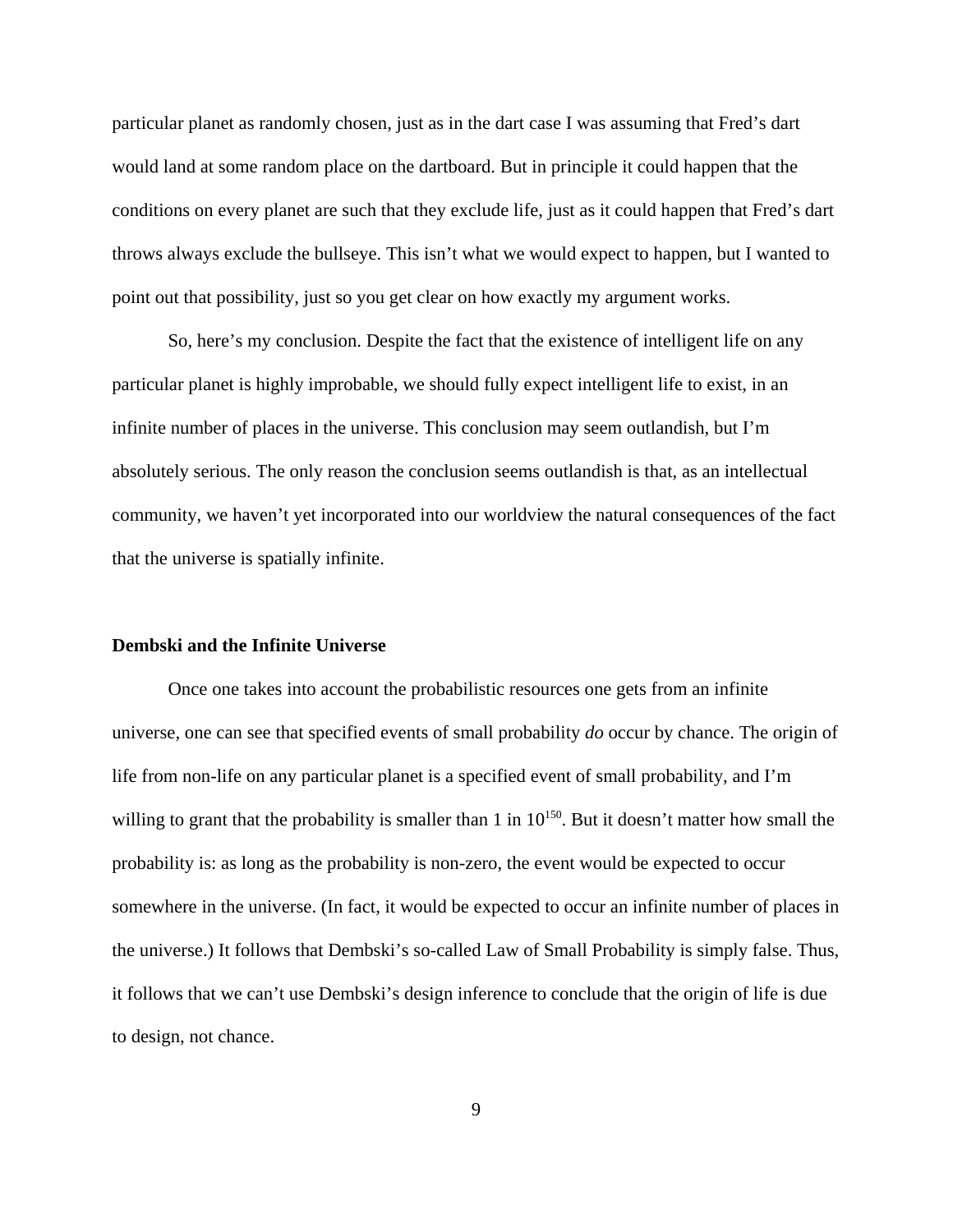particular planet as randomly chosen, just as in the dart case I was assuming that Fred's dart would land at some random place on the dartboard. But in principle it could happen that the conditions on every planet are such that they exclude life, just as it could happen that Fred's dart throws always exclude the bullseye. This isn't what we would expect to happen, but I wanted to point out that possibility, just so you get clear on how exactly my argument works.

So, here's my conclusion. Despite the fact that the existence of intelligent life on any particular planet is highly improbable, we should fully expect intelligent life to exist, in an infinite number of places in the universe. This conclusion may seem outlandish, but I'm absolutely serious. The only reason the conclusion seems outlandish is that, as an intellectual community, we haven't yet incorporated into our worldview the natural consequences of the fact that the universe is spatially infinite.

**Dembski and the Infinite Universe**

Once one takes into account the probabilistic resources one gets from an infinite universe, one can see that specified events of small probability *do* occur by chance. The origin of life from non-life on any particular planet is a specified event of small probability, and I'm willing to grant that the probability is smaller than 1 in $10^{150}$. But it doesn't matter how small the probability is: as long as the probability is non-zero, the event would be expected to occur somewhere in the universe. (In fact, it would be expected to occur an infinite number of places in the universe.) It follows that Dembski's so-called Law of Small Probability is simply false. Thus, it follows that we can't use Dembski's design inference to conclude that the origin of life is due to design, not chance.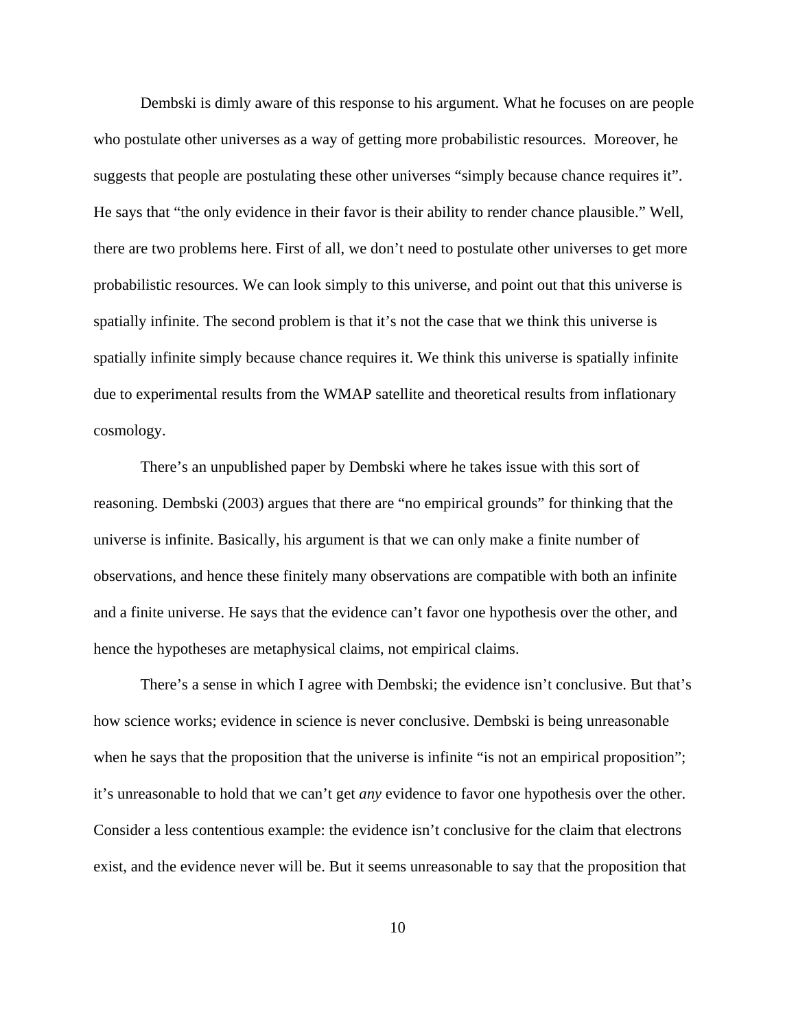Dembski is dimly aware of this response to his argument. What he focuses on are people who postulate other universes as a way of getting more probabilistic resources. Moreover, he suggests that people are postulating these other universes "simply because chance requires it". He says that "the only evidence in their favor is their ability to render chance plausible." Well, there are two problems here. First of all, we don't need to postulate other universes to get more probabilistic resources. We can look simply to this universe, and point out that this universe is spatially infinite. The second problem is that it's not the case that we think this universe is spatially infinite simply because chance requires it. We think this universe is spatially infinite due to experimental results from the WMAP satellite and theoretical results from inflationary cosmology.

There's an unpublished paper by Dembski where he takes issue with this sort of reasoning. Dembski (2003) argues that there are "no empirical grounds" for thinking that the universe is infinite. Basically, his argument is that we can only make a finite number of observations, and hence these finitely many observations are compatible with both an infinite and a finite universe. He says that the evidence can't favor one hypothesis over the other, and hence the hypotheses are metaphysical claims, not empirical claims.

There's a sense in which I agree with Dembski; the evidence isn't conclusive. But that's how science works; evidence in science is never conclusive. Dembski is being unreasonable when he says that the proposition that the universe is infinite "is not an empirical proposition"; it's unreasonable to hold that we can't get *any* evidence to favor one hypothesis over the other. Consider a less contentious example: the evidence isn't conclusive for the claim that electrons exist, and the evidence never will be. But it seems unreasonable to say that the proposition that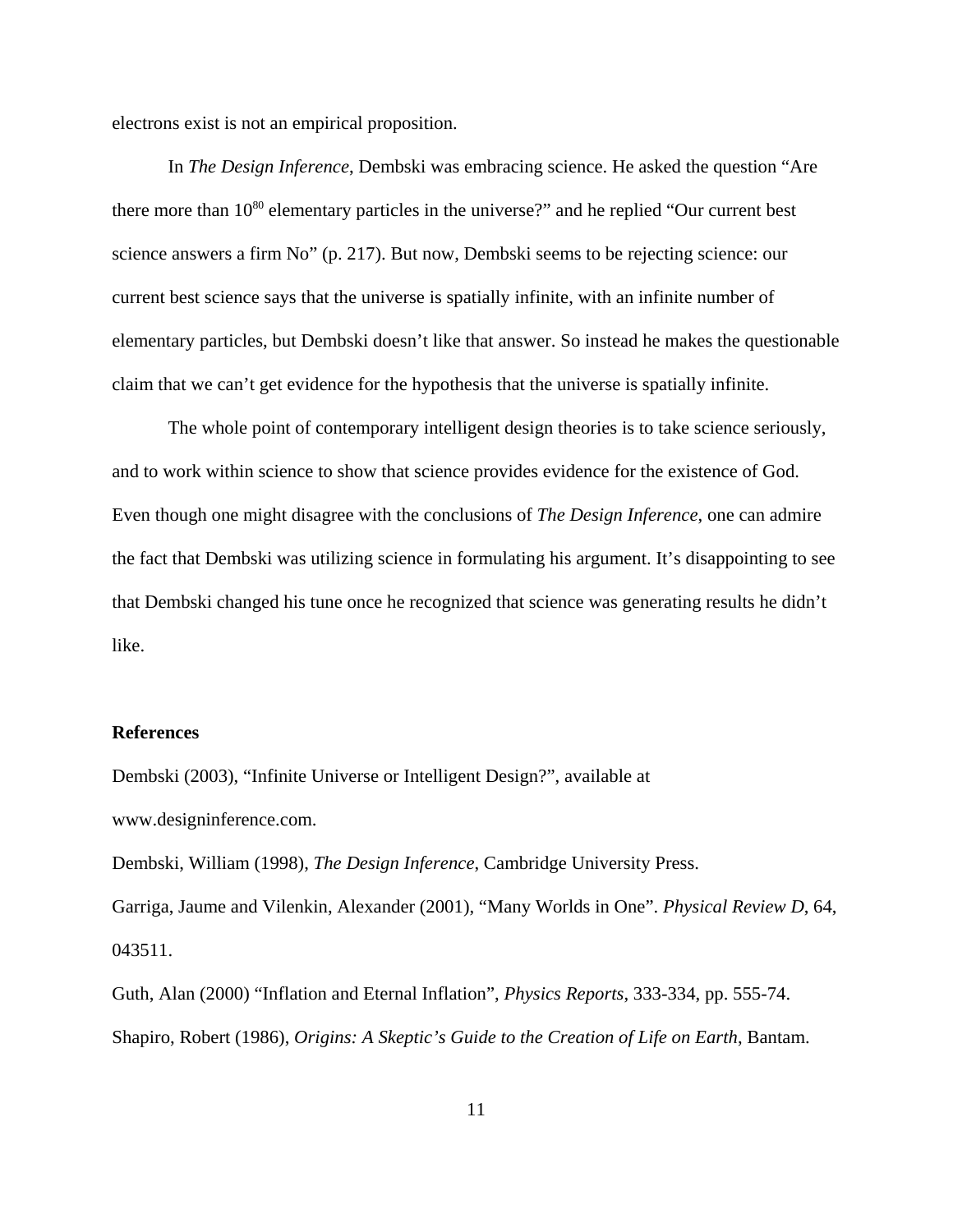electrons exist is not an empirical proposition.

In *The Design Inference*, Dembski was embracing science. He asked the question "Are there more than $10^{80}$ elementary particles in the universe?" and he replied "Our current best science answers a firm No" (p. 217). But now, Dembski seems to be rejecting science: our current best science says that the universe is spatially infinite, with an infinite number of elementary particles, but Dembski doesn't like that answer. So instead he makes the questionable claim that we can't get evidence for the hypothesis that the universe is spatially infinite.

The whole point of contemporary intelligent design theories is to take science seriously, and to work within science to show that science provides evidence for the existence of God. Even though one might disagree with the conclusions of *The Design Inference*, one can admire the fact that Dembski was utilizing science in formulating his argument. It's disappointing to see that Dembski changed his tune once he recognized that science was generating results he didn't like.

**References**

Dembski (2003), "Infinite Universe or Intelligent Design?", available at www.designinference.com.

Dembski, William (1998), *The Design Inference*, Cambridge University Press.

Garriga, Jaume and Vilenkin, Alexander (2001), "Many Worlds in One". *Physical Review D*, 64, 043511.

Guth, Alan (2000) "Inflation and Eternal Inflation", *Physics Reports*, 333-334, pp. 555-74.

Shapiro, Robert (1986), *Origins: A Skeptic's Guide to the Creation of Life on Earth*, Bantam.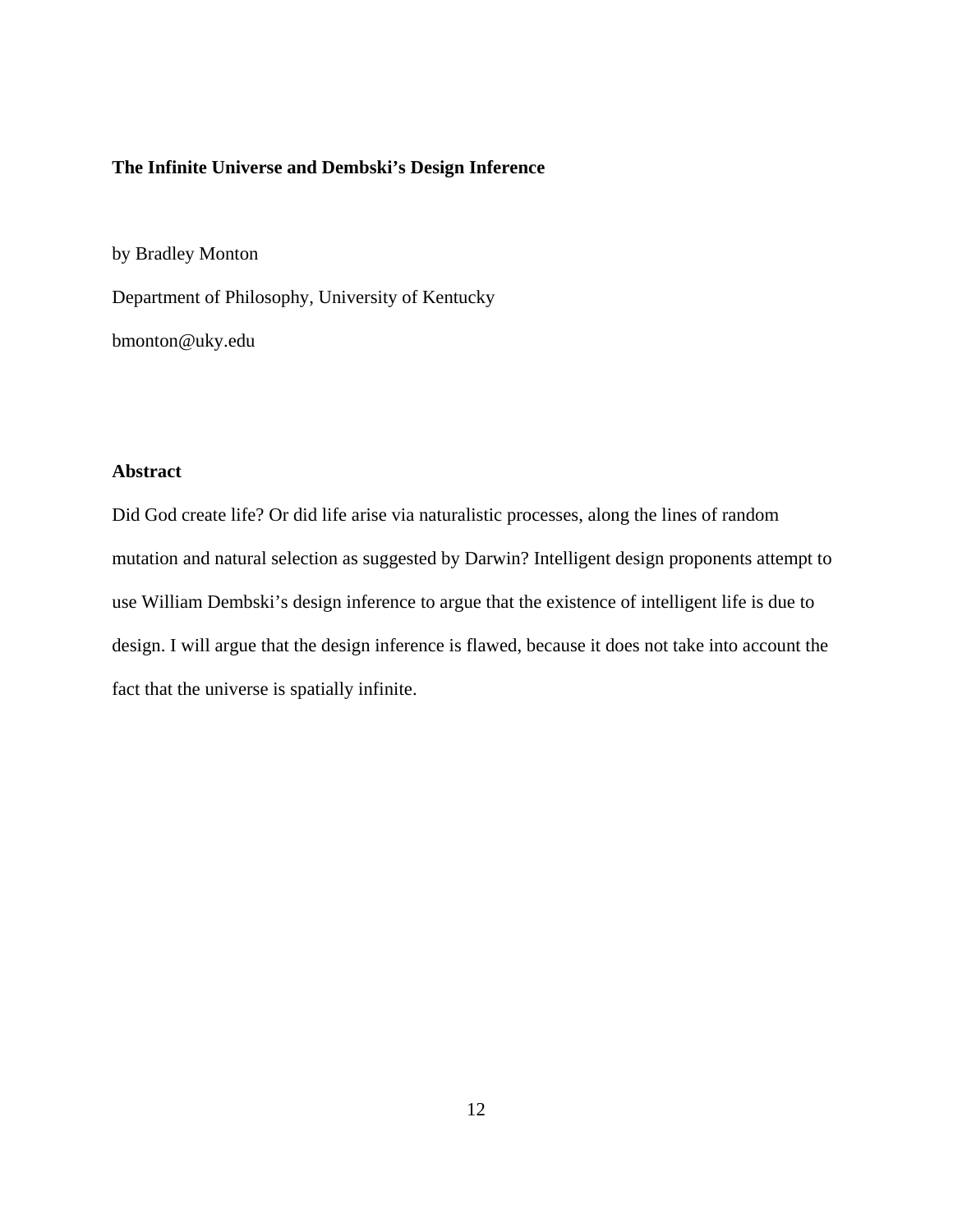**The Infinite Universe and Dembski's Design Inference**

by Bradley Monton

Department of Philosophy, University of Kentucky

bmonton@uky.edu

**Abstract**

Did God create life? Or did life arise via naturalistic processes, along the lines of random mutation and natural selection as suggested by Darwin? Intelligent design proponents attempt to use William Dembski's design inference to argue that the existence of intelligent life is due to design. I will argue that the design inference is flawed, because it does not take into account the fact that the universe is spatially infinite.